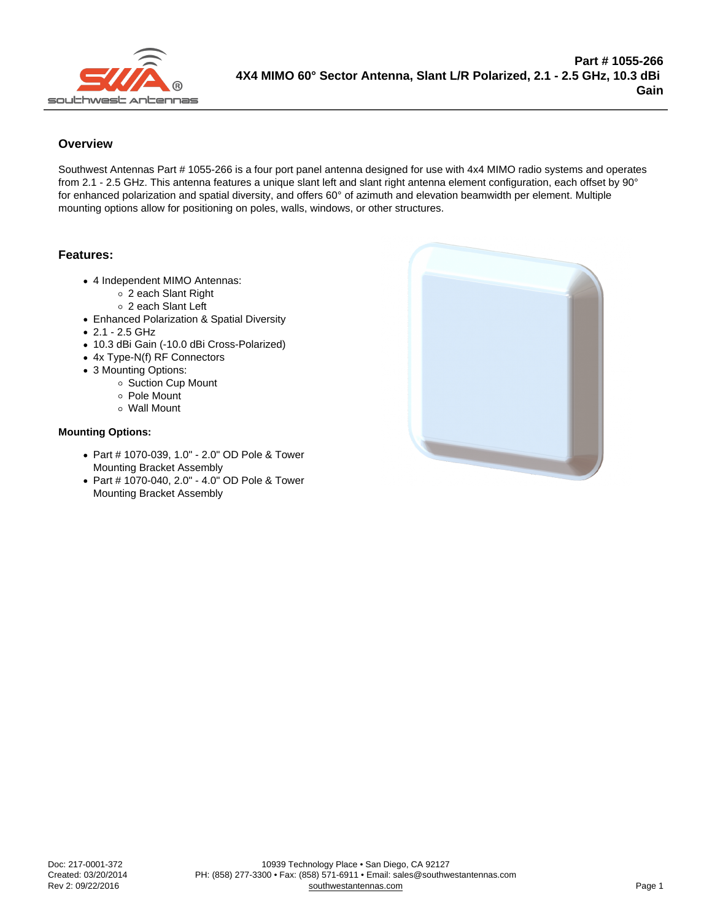# Part # 1055-266
## 4X4 MIMO 60° Sector Antenna, Slant L/R Polarized, 2.1 - 2.5 GHz, 10.3 dBi Gain

### Overview

Southwest Antennas Part # 1055-266 is a four port panel antenna designed for use with 4x4 MIMO radio systems and operates from 2.1 - 2.5 GHz. This antenna features a unique slant left and slant right antenna element configuration, each offset by 90° for enhanced polarization and spatial diversity, and offers 60° of azimuth and elevation beamwidth per element. Multiple mounting options allow for positioning on poles, walls, windows, or other structures.

### Features:

- 4 Independent MIMO Antennas:
  - 2 each Slant Right
  - 2 each Slant Left
- Enhanced Polarization & Spatial Diversity
- 2.1 - 2.5 GHz
- 10.3 dBi Gain (-10.0 dBi Cross-Polarized)
- 4x Type-N(f) RF Connectors
- 3 Mounting Options:
  - Suction Cup Mount
  - Pole Mount
  - Wall Mount

#### Mounting Options:

- Part # 1070-039, 1.0" - 2.0" OD Pole & Tower Mounting Bracket Assembly
- Part # 1070-040, 2.0" - 4.0" OD Pole & Tower Mounting Bracket Assembly

Doc: 217-0001-372
Created: 03/20/2014
Rev 2: 09/22/2016

10939 Technology Place • San Diego, CA 92127
PH: (858) 277-3300 • Fax: (858) 571-6911 • Email: sales@southwestantennas.com
southwestantennas.com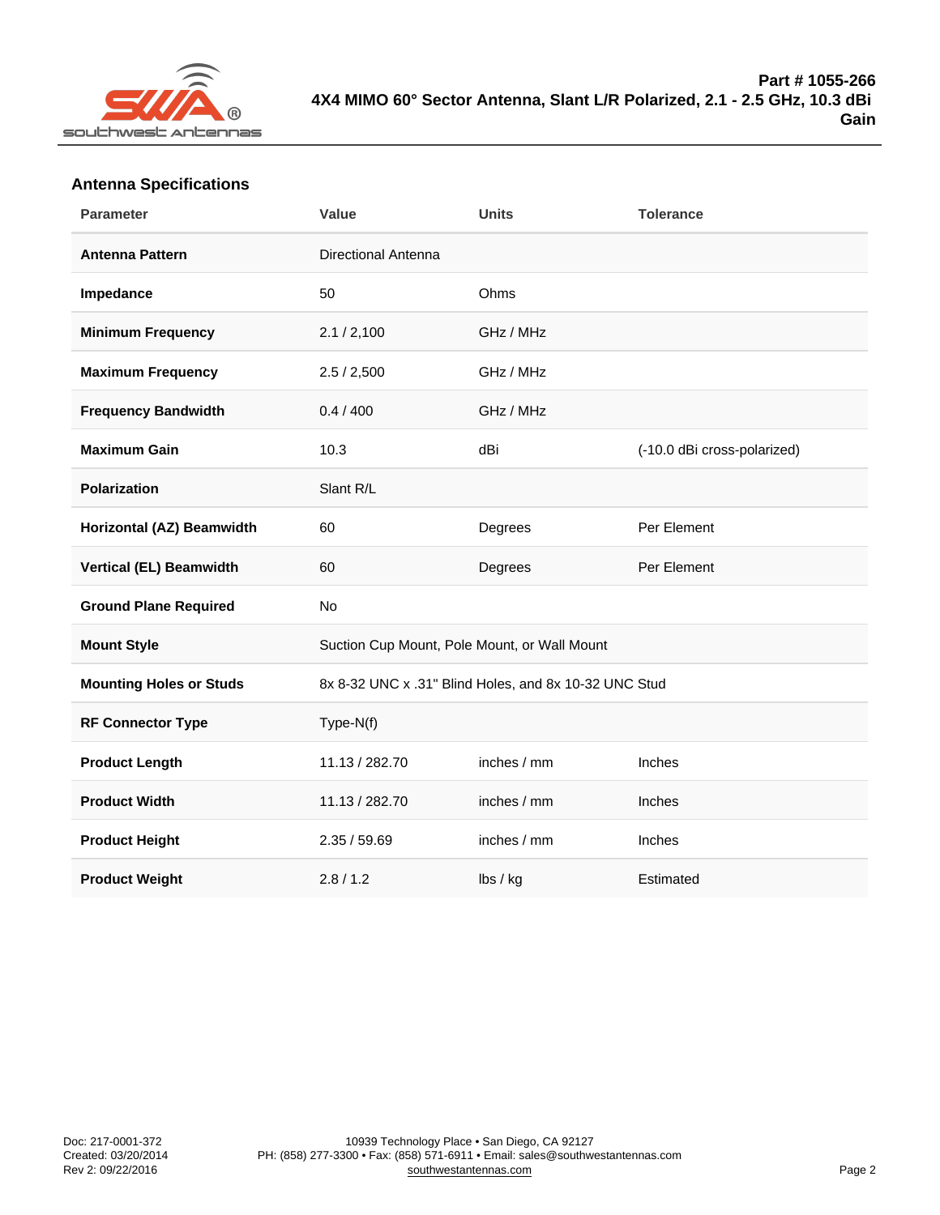**Part # 1055-266**
**4X4 MIMO 60° Sector Antenna, Slant L/R Polarized, 2.1 - 2.5 GHz, 10.3 dBi Gain**

## Antenna Specifications

| Parameter | Value | Units | Tolerance |
|---|---|---|---|
| **Antenna Pattern** | Directional Antenna | | |
| **Impedance** | 50 | Ohms | |
| **Minimum Frequency** | 2.1 / 2,100 | GHz / MHz | |
| **Maximum Frequency** | 2.5 / 2,500 | GHz / MHz | |
| **Frequency Bandwidth** | 0.4 / 400 | GHz / MHz | |
| **Maximum Gain** | 10.3 | dBi | (-10.0 dBi cross-polarized) |
| **Polarization** | Slant R/L | | |
| **Horizontal (AZ) Beamwidth** | 60 | Degrees | Per Element |
| **Vertical (EL) Beamwidth** | 60 | Degrees | Per Element |
| **Ground Plane Required** | No | | |
| **Mount Style** | Suction Cup Mount, Pole Mount, or Wall Mount | | |
| **Mounting Holes or Studs** | 8x 8-32 UNC x .31" Blind Holes, and 8x 10-32 UNC Stud | | |
| **RF Connector Type** | Type-N(f) | | |
| **Product Length** | 11.13 / 282.70 | inches / mm | Inches |
| **Product Width** | 11.13 / 282.70 | inches / mm | Inches |
| **Product Height** | 2.35 / 59.69 | inches / mm | Inches |
| **Product Weight** | 2.8 / 1.2 | lbs / kg | Estimated |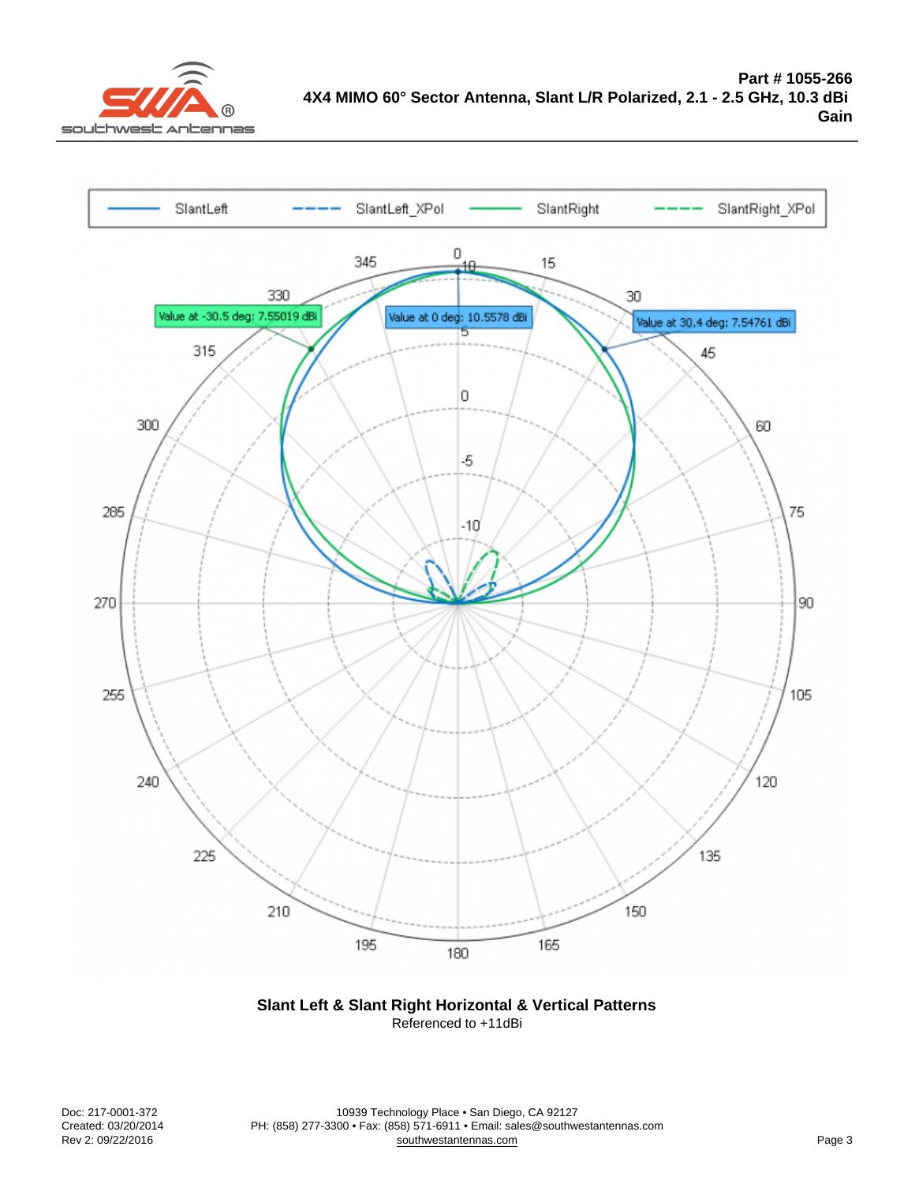**Part # 1055-266**
**4X4 MIMO 60° Sector Antenna, Slant L/R Polarized, 2.1 - 2.5 GHz, 10.3 dBi Gain**

SlantLeft | SlantLeft_XPol | SlantRight | SlantRight_XPol

Value at -30.5 deg: 7.55019 dBi

Value at 0 deg: 10.5578 dBi

Value at 30.4 deg: 7.54761 dBi

**Slant Left & Slant Right Horizontal & Vertical Patterns**

Referenced to +11dBi

Doc: 217-0001-372
Created: 03/20/2014
Rev 2: 09/22/2016

10939 Technology Place • San Diego, CA 92127
PH: (858) 277-3300 • Fax: (858) 571-6911 • Email: sales@southwestantennas.com
southwestantennas.com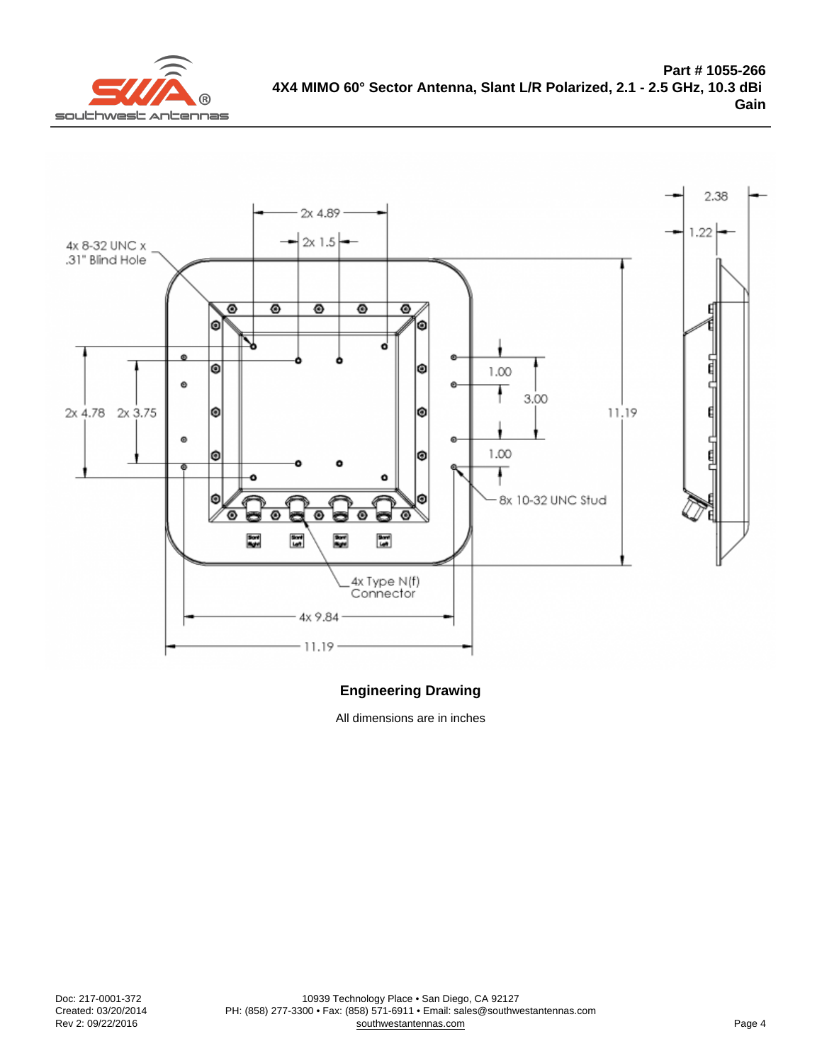# Part # 1055-266

## 4X4 MIMO 60° Sector Antenna, Slant L/R Polarized, 2.1 - 2.5 GHz, 10.3 dBi Gain

2x 4.89

2x 1.5

4x 8-32 UNC x .31" Blind Hole

2x 4.78

2x 3.75

1.00

3.00

1.00

11.19

2.38

1.22

8x 10-32 UNC Stud

4x Type N(f) Connector

4x 9.84

11.19

**Engineering Drawing**

All dimensions are in inches

Doc: 217-0001-372
Created: 03/20/2014
Rev 2: 09/22/2016

10939 Technology Place • San Diego, CA 92127
PH: (858) 277-3300 • Fax: (858) 571-6911 • Email: sales@southwestantennas.com
southwestantennas.com